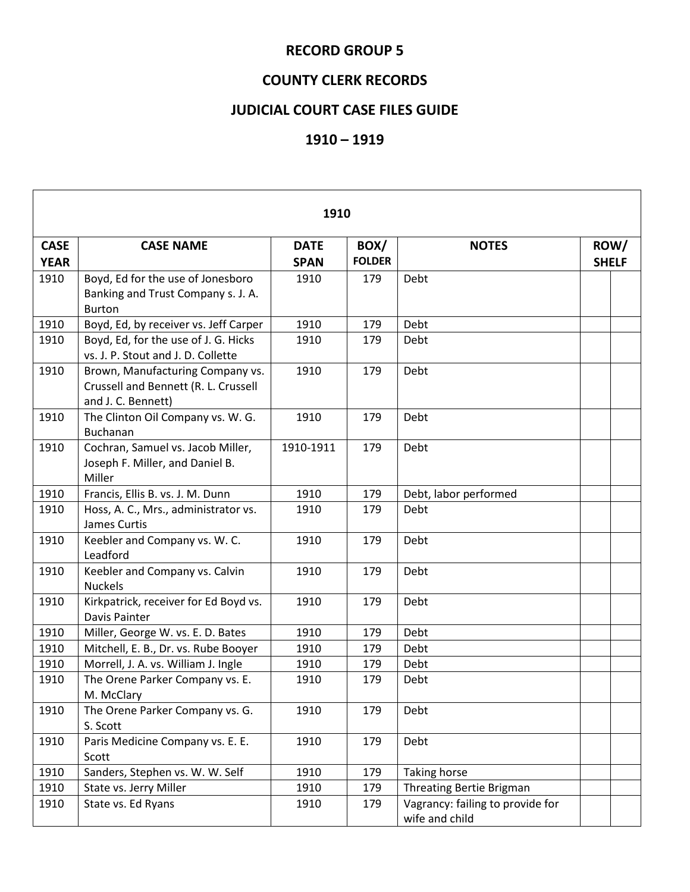# RECORD GROUP 5

# COUNTY CLERK RECORDS

# JUDICIAL COURT CASE FILES GUIDE

# 1910 – 1919

| 1910 | | | | | | |
|---|---|---|---|---|---|---|
| **CASE YEAR** | **CASE NAME** | **DATE SPAN** | **BOX/ FOLDER** | **NOTES** | **ROW/ SHELF** | |
| 1910 | Boyd, Ed for the use of Jonesboro Banking and Trust Company s. J. A. Burton | 1910 | 179 | Debt | | |
| 1910 | Boyd, Ed, by receiver vs. Jeff Carper | 1910 | 179 | Debt | | |
| 1910 | Boyd, Ed, for the use of J. G. Hicks vs. J. P. Stout and J. D. Collette | 1910 | 179 | Debt | | |
| 1910 | Brown, Manufacturing Company vs. Crussell and Bennett (R. L. Crussell and J. C. Bennett) | 1910 | 179 | Debt | | |
| 1910 | The Clinton Oil Company vs. W. G. Buchanan | 1910 | 179 | Debt | | |
| 1910 | Cochran, Samuel vs. Jacob Miller, Joseph F. Miller, and Daniel B. Miller | 1910-1911 | 179 | Debt | | |
| 1910 | Francis, Ellis B. vs. J. M. Dunn | 1910 | 179 | Debt, labor performed | | |
| 1910 | Hoss, A. C., Mrs., administrator vs. James Curtis | 1910 | 179 | Debt | | |
| 1910 | Keebler and Company vs. W. C. Leadford | 1910 | 179 | Debt | | |
| 1910 | Keebler and Company vs. Calvin Nuckels | 1910 | 179 | Debt | | |
| 1910 | Kirkpatrick, receiver for Ed Boyd vs. Davis Painter | 1910 | 179 | Debt | | |
| 1910 | Miller, George W. vs. E. D. Bates | 1910 | 179 | Debt | | |
| 1910 | Mitchell, E. B., Dr. vs. Rube Booyer | 1910 | 179 | Debt | | |
| 1910 | Morrell, J. A. vs. William J. Ingle | 1910 | 179 | Debt | | |
| 1910 | The Orene Parker Company vs. E. M. McClary | 1910 | 179 | Debt | | |
| 1910 | The Orene Parker Company vs. G. S. Scott | 1910 | 179 | Debt | | |
| 1910 | Paris Medicine Company vs. E. E. Scott | 1910 | 179 | Debt | | |
| 1910 | Sanders, Stephen vs. W. W. Self | 1910 | 179 | Taking horse | | |
| 1910 | State vs. Jerry Miller | 1910 | 179 | Threating Bertie Brigman | | |
| 1910 | State vs. Ed Ryans | 1910 | 179 | Vagrancy: failing to provide for wife and child | | |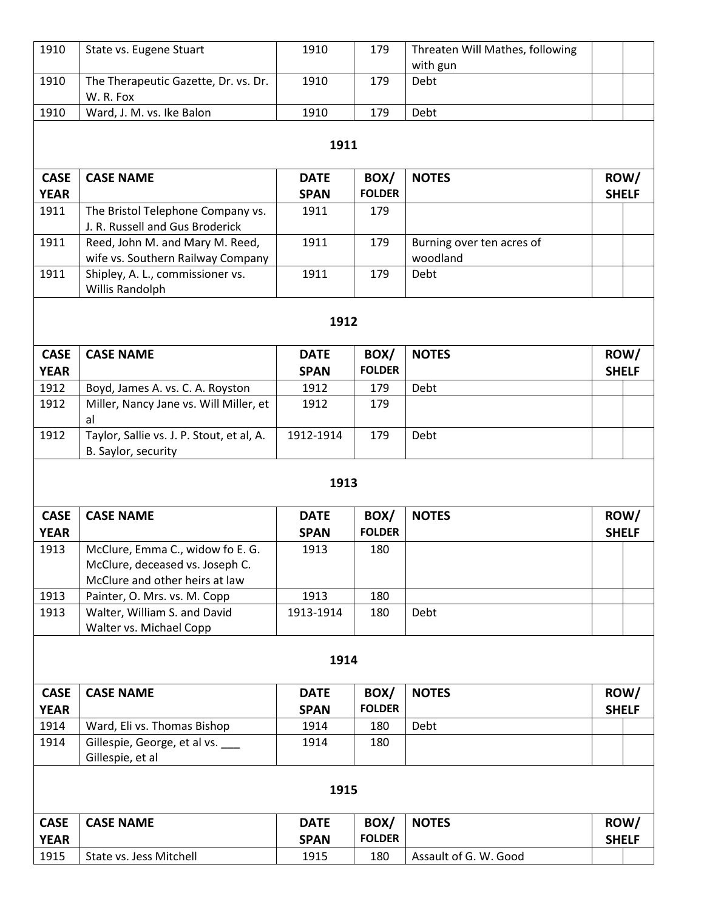| CASE YEAR | CASE NAME | DATE SPAN | BOX/ FOLDER | NOTES | ROW/ SHELF | |
|---|---|---|---|---|---|---|
| 1910 | State vs. Eugene Stuart | 1910 | 179 | Threaten Will Mathes, following with gun | | |
| 1910 | The Therapeutic Gazette, Dr. vs. Dr. W. R. Fox | 1910 | 179 | Debt | | |
| 1910 | Ward, J. M. vs. Ike Balon | 1910 | 179 | Debt | | |

### 1911

| CASE YEAR | CASE NAME | DATE SPAN | BOX/ FOLDER | NOTES | ROW/ SHELF | |
|---|---|---|---|---|---|---|
| 1911 | The Bristol Telephone Company vs. J. R. Russell and Gus Broderick | 1911 | 179 | | | |
| 1911 | Reed, John M. and Mary M. Reed, wife vs. Southern Railway Company | 1911 | 179 | Burning over ten acres of woodland | | |
| 1911 | Shipley, A. L., commissioner vs. Willis Randolph | 1911 | 179 | Debt | | |

### 1912

| CASE YEAR | CASE NAME | DATE SPAN | BOX/ FOLDER | NOTES | ROW/ SHELF | |
|---|---|---|---|---|---|---|
| 1912 | Boyd, James A. vs. C. A. Royston | 1912 | 179 | Debt | | |
| 1912 | Miller, Nancy Jane vs. Will Miller, et al | 1912 | 179 | | | |
| 1912 | Taylor, Sallie vs. J. P. Stout, et al, A. B. Saylor, security | 1912-1914 | 179 | Debt | | |

### 1913

| CASE YEAR | CASE NAME | DATE SPAN | BOX/ FOLDER | NOTES | ROW/ SHELF | |
|---|---|---|---|---|---|---|
| 1913 | McClure, Emma C., widow fo E. G. McClure, deceased vs. Joseph C. McClure and other heirs at law | 1913 | 180 | | | |
| 1913 | Painter, O. Mrs. vs. M. Copp | 1913 | 180 | | | |
| 1913 | Walter, William S. and David Walter vs. Michael Copp | 1913-1914 | 180 | Debt | | |

### 1914

| CASE YEAR | CASE NAME | DATE SPAN | BOX/ FOLDER | NOTES | ROW/ SHELF | |
|---|---|---|---|---|---|---|
| 1914 | Ward, Eli vs. Thomas Bishop | 1914 | 180 | Debt | | |
| 1914 | Gillespie, George, et al vs. ___ Gillespie, et al | 1914 | 180 | | | |

### 1915

| CASE YEAR | CASE NAME | DATE SPAN | BOX/ FOLDER | NOTES | ROW/ SHELF | |
|---|---|---|---|---|---|---|
| 1915 | State vs. Jess Mitchell | 1915 | 180 | Assault of G. W. Good | | |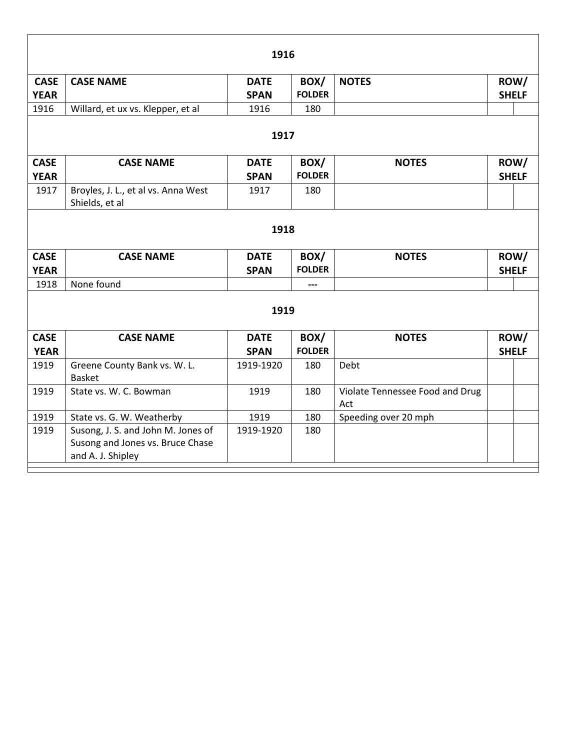## 1916

| CASE YEAR | CASE NAME | DATE SPAN | BOX/ FOLDER | NOTES | ROW/ | SHELF |
|---|---|---|---|---|---|---|
| 1916 | Willard, et ux vs. Klepper, et al | 1916 | 180 | | | |

## 1917

| CASE YEAR | CASE NAME | DATE SPAN | BOX/ FOLDER | NOTES | ROW/ | SHELF |
|---|---|---|---|---|---|---|
| 1917 | Broyles, J. L., et al vs. Anna West Shields, et al | 1917 | 180 | | | |

## 1918

| CASE YEAR | CASE NAME | DATE SPAN | BOX/ FOLDER | NOTES | ROW/ | SHELF |
|---|---|---|---|---|---|---|
| 1918 | None found | | --- | | | |

## 1919

| CASE YEAR | CASE NAME | DATE SPAN | BOX/ FOLDER | NOTES | ROW/ | SHELF |
|---|---|---|---|---|---|---|
| 1919 | Greene County Bank vs. W. L. Basket | 1919-1920 | 180 | Debt | | |
| 1919 | State vs. W. C. Bowman | 1919 | 180 | Violate Tennessee Food and Drug Act | | |
| 1919 | State vs. G. W. Weatherby | 1919 | 180 | Speeding over 20 mph | | |
| 1919 | Susong, J. S. and John M. Jones of Susong and Jones vs. Bruce Chase and A. J. Shipley | 1919-1920 | 180 | | | |